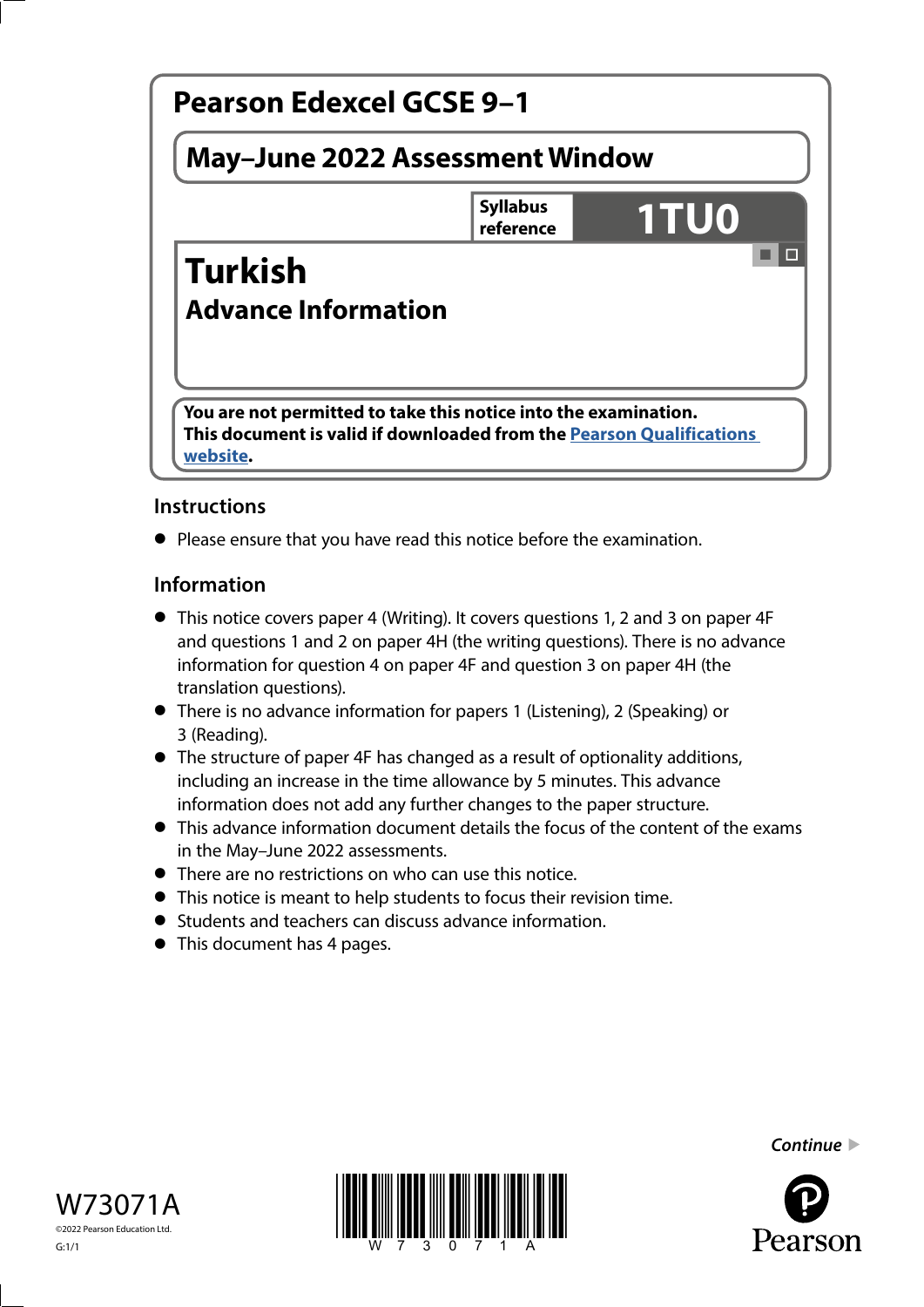# Pearson Edexcel GCSE 9–1

## May–June 2022 Assessment Window

**Syllabus reference** **1TU0**

# Turkish

## Advance Information

**You are not permitted to take this notice into the examination.**
**This document is valid if downloaded from the Pearson Qualifications website.**

### Instructions

- Please ensure that you have read this notice before the examination.

### Information

- This notice covers paper 4 (Writing). It covers questions 1, 2 and 3 on paper 4F and questions 1 and 2 on paper 4H (the writing questions). There is no advance information for question 4 on paper 4F and question 3 on paper 4H (the translation questions).
- There is no advance information for papers 1 (Listening), 2 (Speaking) or 3 (Reading).
- The structure of paper 4F has changed as a result of optionality additions, including an increase in the time allowance by 5 minutes. This advance information does not add any further changes to the paper structure.
- This advance information document details the focus of the content of the exams in the May–June 2022 assessments.
- There are no restrictions on who can use this notice.
- This notice is meant to help students to focus their revision time.
- Students and teachers can discuss advance information.
- This document has 4 pages.

*Continue*

W73071A
©2022 Pearson Education Ltd.
G:1/1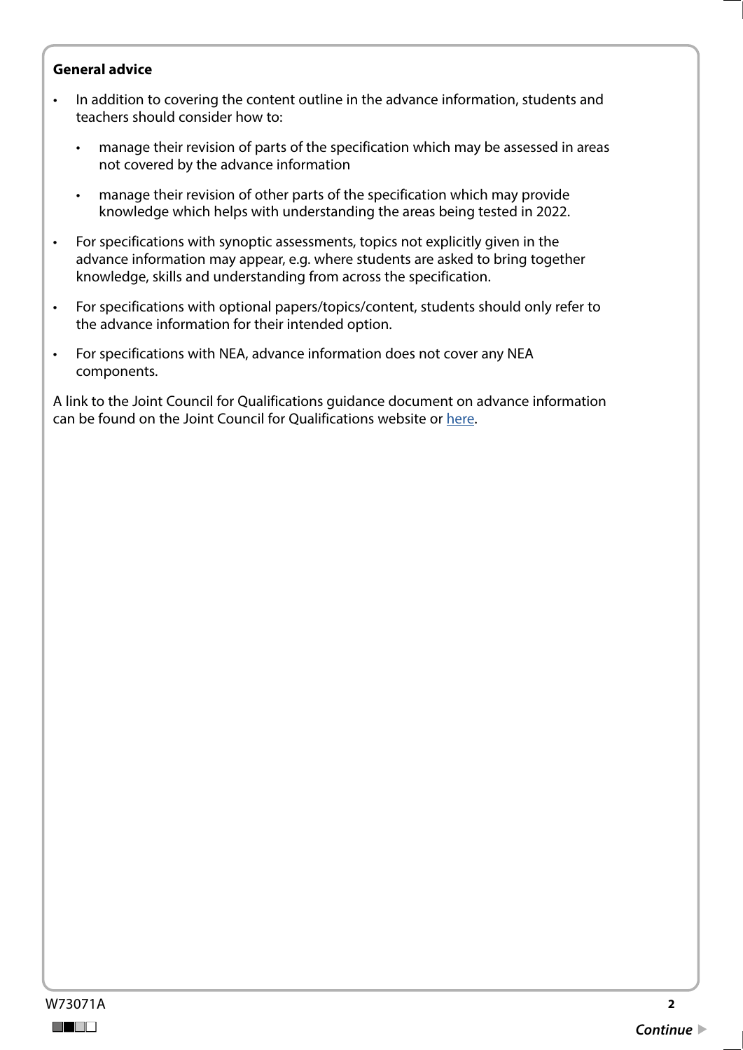**General advice**

- In addition to covering the content outline in the advance information, students and teachers should consider how to:
  - manage their revision of parts of the specification which may be assessed in areas not covered by the advance information
  - manage their revision of other parts of the specification which may provide knowledge which helps with understanding the areas being tested in 2022.
- For specifications with synoptic assessments, topics not explicitly given in the advance information may appear, e.g. where students are asked to bring together knowledge, skills and understanding from across the specification.
- For specifications with optional papers/topics/content, students should only refer to the advance information for their intended option.
- For specifications with NEA, advance information does not cover any NEA components.

A link to the Joint Council for Qualifications guidance document on advance information can be found on the Joint Council for Qualifications website or here.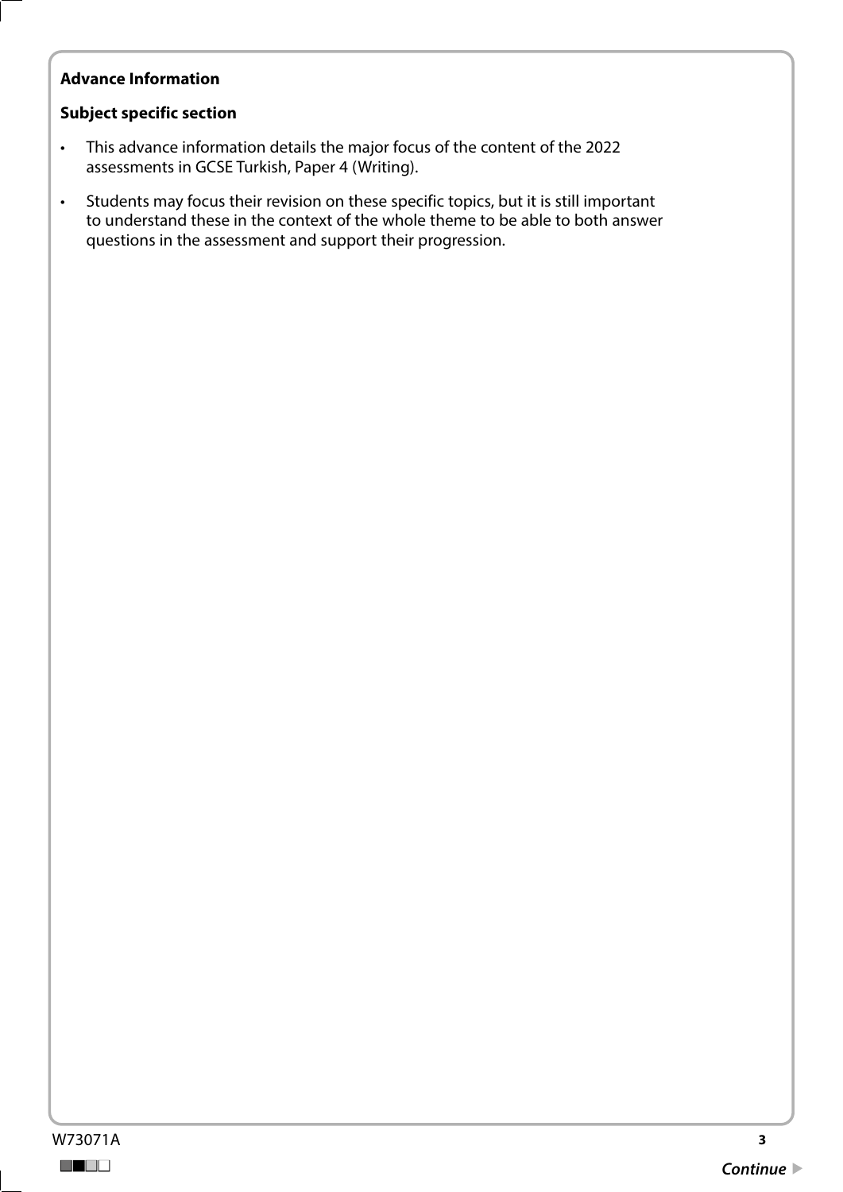**Advance Information**

**Subject specific section**

- This advance information details the major focus of the content of the 2022 assessments in GCSE Turkish, Paper 4 (Writing).
- Students may focus their revision on these specific topics, but it is still important to understand these in the context of the whole theme to be able to both answer questions in the assessment and support their progression.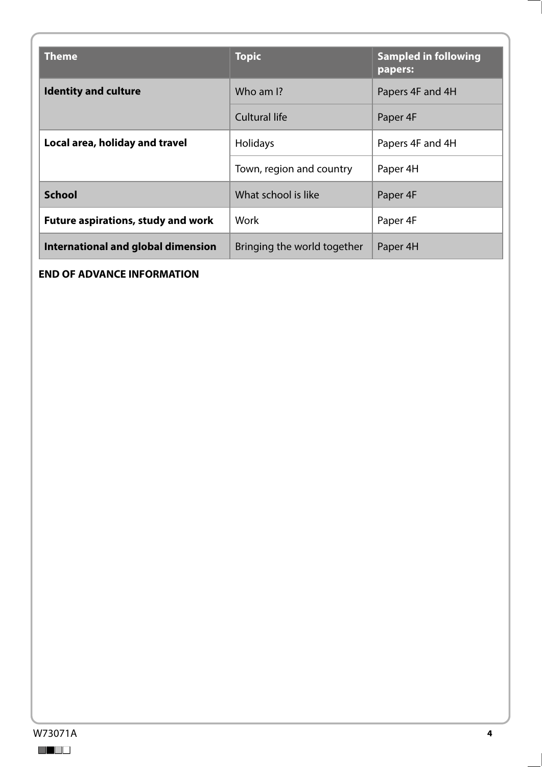| Theme | Topic | Sampled in following papers: |
|---|---|---|
| **Identity and culture** | Who am I? | Papers 4F and 4H |
| | Cultural life | Paper 4F |
| **Local area, holiday and travel** | Holidays | Papers 4F and 4H |
| | Town, region and country | Paper 4H |
| **School** | What school is like | Paper 4F |
| **Future aspirations, study and work** | Work | Paper 4F |
| **International and global dimension** | Bringing the world together | Paper 4H |

**END OF ADVANCE INFORMATION**